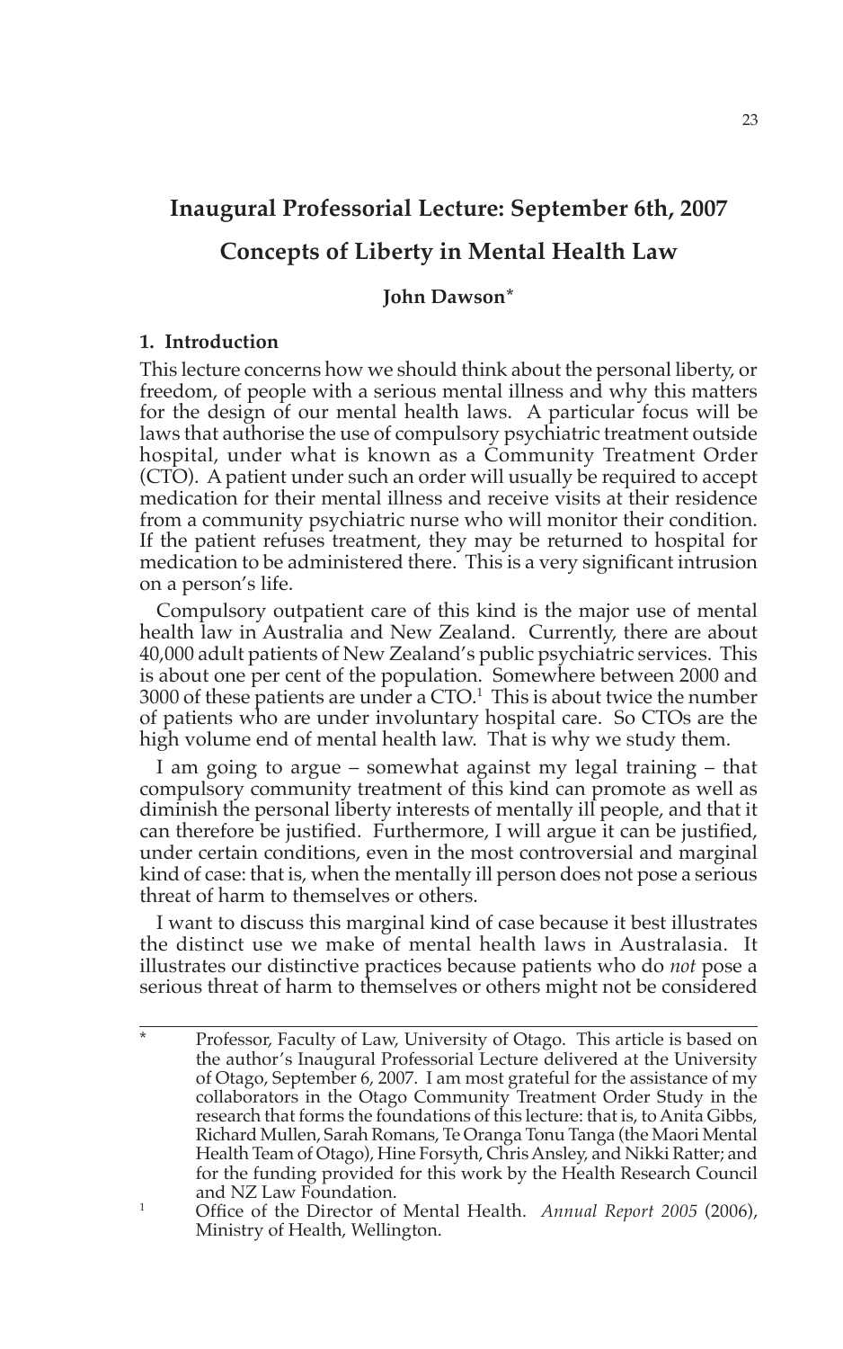# Inaugural Professorial Lecture: September 6th, 2007

## Concepts of Liberty in Mental Health Law

**John Dawson***

### 1. Introduction

This lecture concerns how we should think about the personal liberty, or freedom, of people with a serious mental illness and why this matters for the design of our mental health laws. A particular focus will be laws that authorise the use of compulsory psychiatric treatment outside hospital, under what is known as a Community Treatment Order (CTO). A patient under such an order will usually be required to accept medication for their mental illness and receive visits at their residence from a community psychiatric nurse who will monitor their condition. If the patient refuses treatment, they may be returned to hospital for medication to be administered there. This is a very significant intrusion on a person's life.

Compulsory outpatient care of this kind is the major use of mental health law in Australia and New Zealand. Currently, there are about 40,000 adult patients of New Zealand's public psychiatric services. This is about one per cent of the population. Somewhere between 2000 and 3000 of these patients are under a CTO.[1] This is about twice the number of patients who are under involuntary hospital care. So CTOs are the high volume end of mental health law. That is why we study them.

I am going to argue – somewhat against my legal training – that compulsory community treatment of this kind can promote as well as diminish the personal liberty interests of mentally ill people, and that it can therefore be justified. Furthermore, I will argue it can be justified, under certain conditions, even in the most controversial and marginal kind of case: that is, when the mentally ill person does not pose a serious threat of harm to themselves or others.

I want to discuss this marginal kind of case because it best illustrates the distinct use we make of mental health laws in Australasia. It illustrates our distinctive practices because patients who do *not* pose a serious threat of harm to themselves or others might not be considered

---

\* Professor, Faculty of Law, University of Otago. This article is based on the author's Inaugural Professorial Lecture delivered at the University of Otago, September 6, 2007. I am most grateful for the assistance of my collaborators in the Otago Community Treatment Order Study in the research that forms the foundations of this lecture: that is, to Anita Gibbs, Richard Mullen, Sarah Romans, Te Oranga Tonu Tanga (the Maori Mental Health Team of Otago), Hine Forsyth, Chris Ansley, and Nikki Ratter; and for the funding provided for this work by the Health Research Council and NZ Law Foundation.

[1] Office of the Director of Mental Health. *Annual Report 2005* (2006), Ministry of Health, Wellington.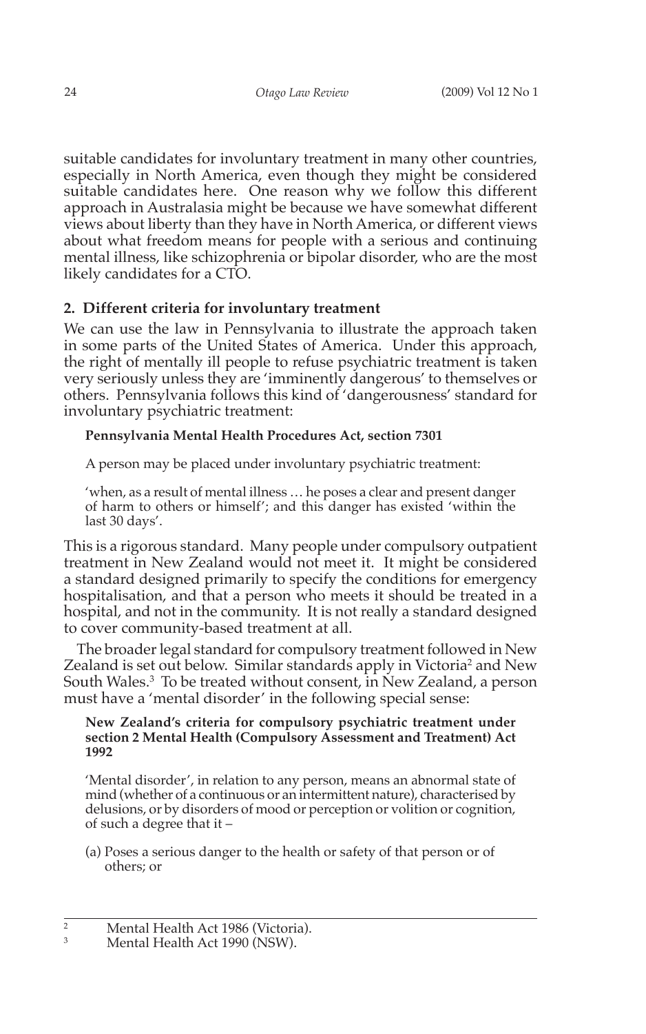suitable candidates for involuntary treatment in many other countries, especially in North America, even though they might be considered suitable candidates here. One reason why we follow this different approach in Australasia might be because we have somewhat different views about liberty than they have in North America, or different views about what freedom means for people with a serious and continuing mental illness, like schizophrenia or bipolar disorder, who are the most likely candidates for a CTO.

## 2. Different criteria for involuntary treatment

We can use the law in Pennsylvania to illustrate the approach taken in some parts of the United States of America. Under this approach, the right of mentally ill people to refuse psychiatric treatment is taken very seriously unless they are 'imminently dangerous' to themselves or others. Pennsylvania follows this kind of 'dangerousness' standard for involuntary psychiatric treatment:

> **Pennsylvania Mental Health Procedures Act, section 7301**
>
> A person may be placed under involuntary psychiatric treatment:
>
> 'when, as a result of mental illness … he poses a clear and present danger of harm to others or himself'; and this danger has existed 'within the last 30 days'.

This is a rigorous standard. Many people under compulsory outpatient treatment in New Zealand would not meet it. It might be considered a standard designed primarily to specify the conditions for emergency hospitalisation, and that a person who meets it should be treated in a hospital, and not in the community. It is not really a standard designed to cover community-based treatment at all.

The broader legal standard for compulsory treatment followed in New Zealand is set out below. Similar standards apply in Victoria[2] and New South Wales.[3] To be treated without consent, in New Zealand, a person must have a 'mental disorder' in the following special sense:

> **New Zealand's criteria for compulsory psychiatric treatment under section 2 Mental Health (Compulsory Assessment and Treatment) Act 1992**
>
> 'Mental disorder', in relation to any person, means an abnormal state of mind (whether of a continuous or an intermittent nature), characterised by delusions, or by disorders of mood or perception or volition or cognition, of such a degree that it –
>
> (a) Poses a serious danger to the health or safety of that person or of others; or

---

[2] Mental Health Act 1986 (Victoria).

[3] Mental Health Act 1990 (NSW).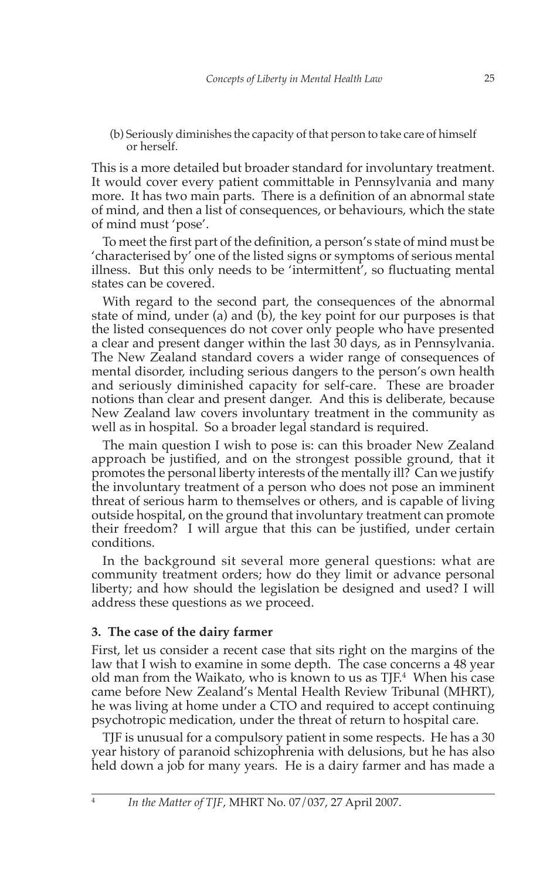(b) Seriously diminishes the capacity of that person to take care of himself or herself.

This is a more detailed but broader standard for involuntary treatment. It would cover every patient committable in Pennsylvania and many more. It has two main parts. There is a definition of an abnormal state of mind, and then a list of consequences, or behaviours, which the state of mind must 'pose'.

To meet the first part of the definition, a person's state of mind must be 'characterised by' one of the listed signs or symptoms of serious mental illness. But this only needs to be 'intermittent', so fluctuating mental states can be covered.

With regard to the second part, the consequences of the abnormal state of mind, under (a) and (b), the key point for our purposes is that the listed consequences do not cover only people who have presented a clear and present danger within the last 30 days, as in Pennsylvania. The New Zealand standard covers a wider range of consequences of mental disorder, including serious dangers to the person's own health and seriously diminished capacity for self-care. These are broader notions than clear and present danger. And this is deliberate, because New Zealand law covers involuntary treatment in the community as well as in hospital. So a broader legal standard is required.

The main question I wish to pose is: can this broader New Zealand approach be justified, and on the strongest possible ground, that it promotes the personal liberty interests of the mentally ill? Can we justify the involuntary treatment of a person who does not pose an imminent threat of serious harm to themselves or others, and is capable of living outside hospital, on the ground that involuntary treatment can promote their freedom? I will argue that this can be justified, under certain conditions.

In the background sit several more general questions: what are community treatment orders; how do they limit or advance personal liberty; and how should the legislation be designed and used? I will address these questions as we proceed.

### 3. The case of the dairy farmer

First, let us consider a recent case that sits right on the margins of the law that I wish to examine in some depth. The case concerns a 48 year old man from the Waikato, who is known to us as TJF.[4] When his case came before New Zealand's Mental Health Review Tribunal (MHRT), he was living at home under a CTO and required to accept continuing psychotropic medication, under the threat of return to hospital care.

TJF is unusual for a compulsory patient in some respects. He has a 30 year history of paranoid schizophrenia with delusions, but he has also held down a job for many years. He is a dairy farmer and has made a

---

[4] *In the Matter of TJF*, MHRT No. 07/037, 27 April 2007.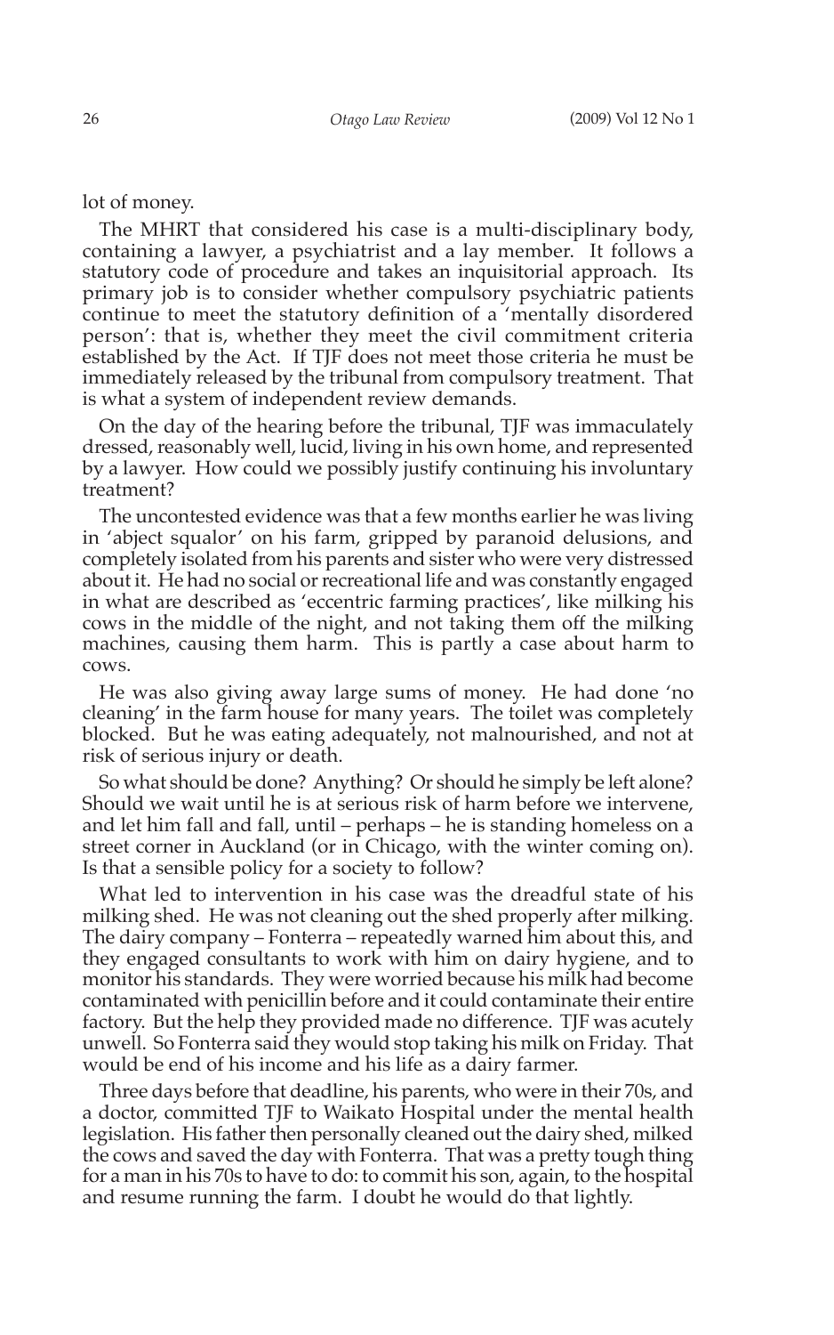lot of money.

The MHRT that considered his case is a multi-disciplinary body, containing a lawyer, a psychiatrist and a lay member. It follows a statutory code of procedure and takes an inquisitorial approach. Its primary job is to consider whether compulsory psychiatric patients continue to meet the statutory definition of a 'mentally disordered person': that is, whether they meet the civil commitment criteria established by the Act. If TJF does not meet those criteria he must be immediately released by the tribunal from compulsory treatment. That is what a system of independent review demands.

On the day of the hearing before the tribunal, TJF was immaculately dressed, reasonably well, lucid, living in his own home, and represented by a lawyer. How could we possibly justify continuing his involuntary treatment?

The uncontested evidence was that a few months earlier he was living in 'abject squalor' on his farm, gripped by paranoid delusions, and completely isolated from his parents and sister who were very distressed about it. He had no social or recreational life and was constantly engaged in what are described as 'eccentric farming practices', like milking his cows in the middle of the night, and not taking them off the milking machines, causing them harm. This is partly a case about harm to cows.

He was also giving away large sums of money. He had done 'no cleaning' in the farm house for many years. The toilet was completely blocked. But he was eating adequately, not malnourished, and not at risk of serious injury or death.

So what should be done? Anything? Or should he simply be left alone? Should we wait until he is at serious risk of harm before we intervene, and let him fall and fall, until – perhaps – he is standing homeless on a street corner in Auckland (or in Chicago, with the winter coming on). Is that a sensible policy for a society to follow?

What led to intervention in his case was the dreadful state of his milking shed. He was not cleaning out the shed properly after milking. The dairy company – Fonterra – repeatedly warned him about this, and they engaged consultants to work with him on dairy hygiene, and to monitor his standards. They were worried because his milk had become contaminated with penicillin before and it could contaminate their entire factory. But the help they provided made no difference. TJF was acutely unwell. So Fonterra said they would stop taking his milk on Friday. That would be end of his income and his life as a dairy farmer.

Three days before that deadline, his parents, who were in their 70s, and a doctor, committed TJF to Waikato Hospital under the mental health legislation. His father then personally cleaned out the dairy shed, milked the cows and saved the day with Fonterra. That was a pretty tough thing for a man in his 70s to have to do: to commit his son, again, to the hospital and resume running the farm. I doubt he would do that lightly.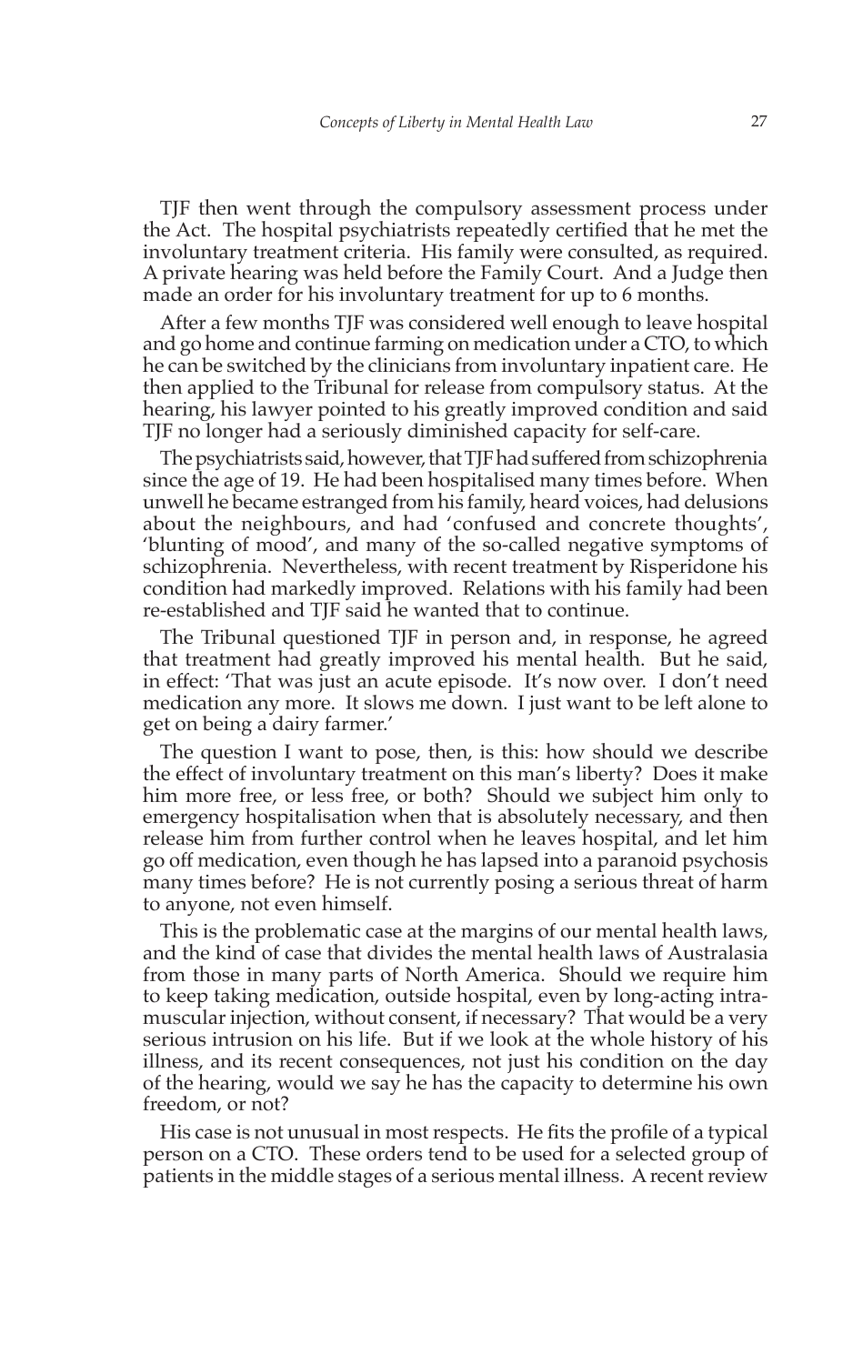TJF then went through the compulsory assessment process under the Act. The hospital psychiatrists repeatedly certified that he met the involuntary treatment criteria. His family were consulted, as required. A private hearing was held before the Family Court. And a Judge then made an order for his involuntary treatment for up to 6 months.

After a few months TJF was considered well enough to leave hospital and go home and continue farming on medication under a CTO, to which he can be switched by the clinicians from involuntary inpatient care. He then applied to the Tribunal for release from compulsory status. At the hearing, his lawyer pointed to his greatly improved condition and said TJF no longer had a seriously diminished capacity for self-care.

The psychiatrists said, however, that TJF had suffered from schizophrenia since the age of 19. He had been hospitalised many times before. When unwell he became estranged from his family, heard voices, had delusions about the neighbours, and had 'confused and concrete thoughts', 'blunting of mood', and many of the so-called negative symptoms of schizophrenia. Nevertheless, with recent treatment by Risperidone his condition had markedly improved. Relations with his family had been re-established and TJF said he wanted that to continue.

The Tribunal questioned TJF in person and, in response, he agreed that treatment had greatly improved his mental health. But he said, in effect: 'That was just an acute episode. It's now over. I don't need medication any more. It slows me down. I just want to be left alone to get on being a dairy farmer.'

The question I want to pose, then, is this: how should we describe the effect of involuntary treatment on this man's liberty? Does it make him more free, or less free, or both? Should we subject him only to emergency hospitalisation when that is absolutely necessary, and then release him from further control when he leaves hospital, and let him go off medication, even though he has lapsed into a paranoid psychosis many times before? He is not currently posing a serious threat of harm to anyone, not even himself.

This is the problematic case at the margins of our mental health laws, and the kind of case that divides the mental health laws of Australasia from those in many parts of North America. Should we require him to keep taking medication, outside hospital, even by long-acting intra-muscular injection, without consent, if necessary? That would be a very serious intrusion on his life. But if we look at the whole history of his illness, and its recent consequences, not just his condition on the day of the hearing, would we say he has the capacity to determine his own freedom, or not?

His case is not unusual in most respects. He fits the profile of a typical person on a CTO. These orders tend to be used for a selected group of patients in the middle stages of a serious mental illness. A recent review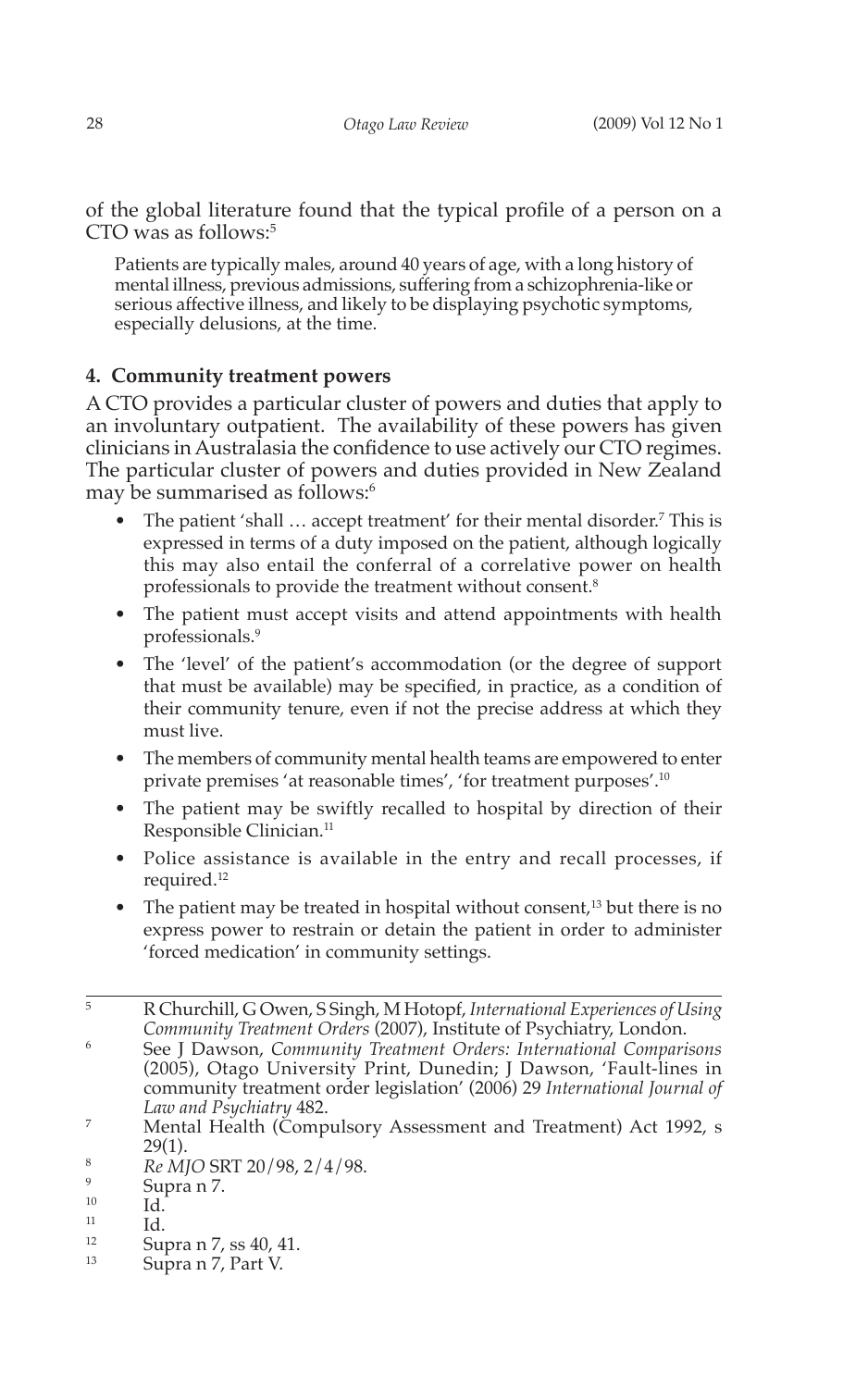of the global literature found that the typical profile of a person on a CTO was as follows:[5]

> Patients are typically males, around 40 years of age, with a long history of mental illness, previous admissions, suffering from a schizophrenia-like or serious affective illness, and likely to be displaying psychotic symptoms, especially delusions, at the time.

### 4. Community treatment powers

A CTO provides a particular cluster of powers and duties that apply to an involuntary outpatient. The availability of these powers has given clinicians in Australasia the confidence to use actively our CTO regimes. The particular cluster of powers and duties provided in New Zealand may be summarised as follows:[6]

- The patient 'shall … accept treatment' for their mental disorder.[7] This is expressed in terms of a duty imposed on the patient, although logically this may also entail the conferral of a correlative power on health professionals to provide the treatment without consent.[8]
- The patient must accept visits and attend appointments with health professionals.[9]
- The 'level' of the patient's accommodation (or the degree of support that must be available) may be specified, in practice, as a condition of their community tenure, even if not the precise address at which they must live.
- The members of community mental health teams are empowered to enter private premises 'at reasonable times', 'for treatment purposes'.[10]
- The patient may be swiftly recalled to hospital by direction of their Responsible Clinician.[11]
- Police assistance is available in the entry and recall processes, if required.[12]
- The patient may be treated in hospital without consent,[13] but there is no express power to restrain or detain the patient in order to administer 'forced medication' in community settings.

---

[5] R Churchill, G Owen, S Singh, M Hotopf, *International Experiences of Using Community Treatment Orders* (2007), Institute of Psychiatry, London.

[6] See J Dawson, *Community Treatment Orders: International Comparisons* (2005), Otago University Print, Dunedin; J Dawson, 'Fault-lines in community treatment order legislation' (2006) 29 *International Journal of Law and Psychiatry* 482.

[7] Mental Health (Compulsory Assessment and Treatment) Act 1992, s 29(1).

[8] *Re MJO* SRT 20/98, 2/4/98.

[9] Supra n 7.

[10] Id.

[11] Id.

[12] Supra n 7, ss 40, 41.

[13] Supra n 7, Part V.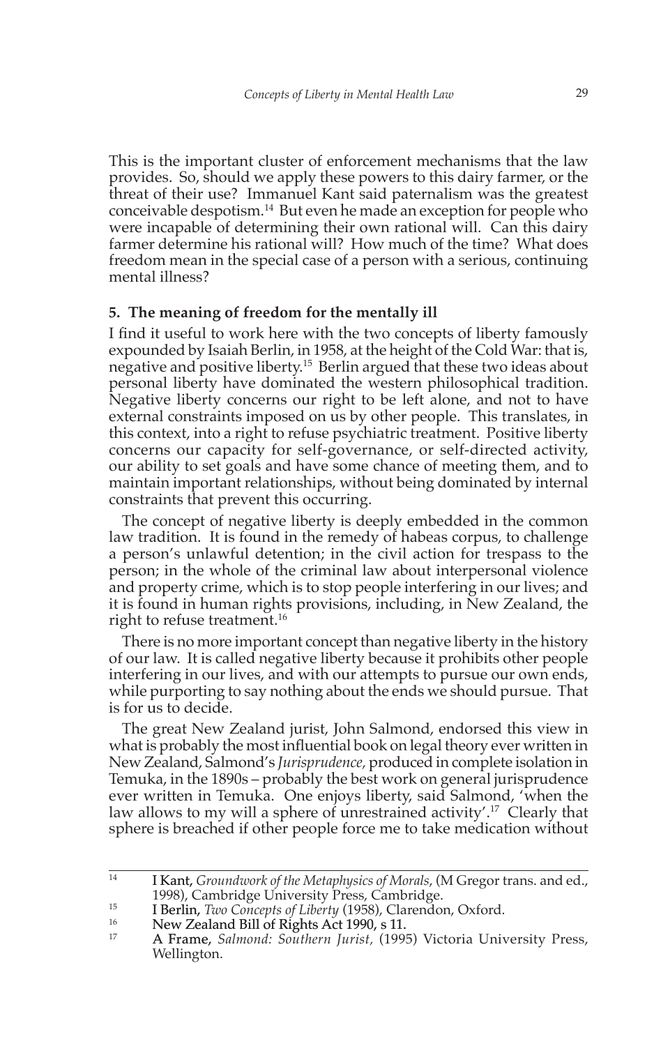This is the important cluster of enforcement mechanisms that the law provides. So, should we apply these powers to this dairy farmer, or the threat of their use? Immanuel Kant said paternalism was the greatest conceivable despotism.[14] But even he made an exception for people who were incapable of determining their own rational will. Can this dairy farmer determine his rational will? How much of the time? What does freedom mean in the special case of a person with a serious, continuing mental illness?

### 5. The meaning of freedom for the mentally ill

I find it useful to work here with the two concepts of liberty famously expounded by Isaiah Berlin, in 1958, at the height of the Cold War: that is, negative and positive liberty.[15] Berlin argued that these two ideas about personal liberty have dominated the western philosophical tradition. Negative liberty concerns our right to be left alone, and not to have external constraints imposed on us by other people. This translates, in this context, into a right to refuse psychiatric treatment. Positive liberty concerns our capacity for self-governance, or self-directed activity, our ability to set goals and have some chance of meeting them, and to maintain important relationships, without being dominated by internal constraints that prevent this occurring.

The concept of negative liberty is deeply embedded in the common law tradition. It is found in the remedy of habeas corpus, to challenge a person's unlawful detention; in the civil action for trespass to the person; in the whole of the criminal law about interpersonal violence and property crime, which is to stop people interfering in our lives; and it is found in human rights provisions, including, in New Zealand, the right to refuse treatment.[16]

There is no more important concept than negative liberty in the history of our law. It is called negative liberty because it prohibits other people interfering in our lives, and with our attempts to pursue our own ends, while purporting to say nothing about the ends we should pursue. That is for us to decide.

The great New Zealand jurist, John Salmond, endorsed this view in what is probably the most influential book on legal theory ever written in New Zealand, Salmond's *Jurisprudence*, produced in complete isolation in Temuka, in the 1890s – probably the best work on general jurisprudence ever written in Temuka. One enjoys liberty, said Salmond, 'when the law allows to my will a sphere of unrestrained activity'.[17] Clearly that sphere is breached if other people force me to take medication without

---

[14] I Kant, *Groundwork of the Metaphysics of Morals*, (M Gregor trans. and ed., 1998), Cambridge University Press, Cambridge.

[15] I Berlin, *Two Concepts of Liberty* (1958), Clarendon, Oxford.

[16] New Zealand Bill of Rights Act 1990, s 11.

[17] A Frame, *Salmond: Southern Jurist*, (1995) Victoria University Press, Wellington.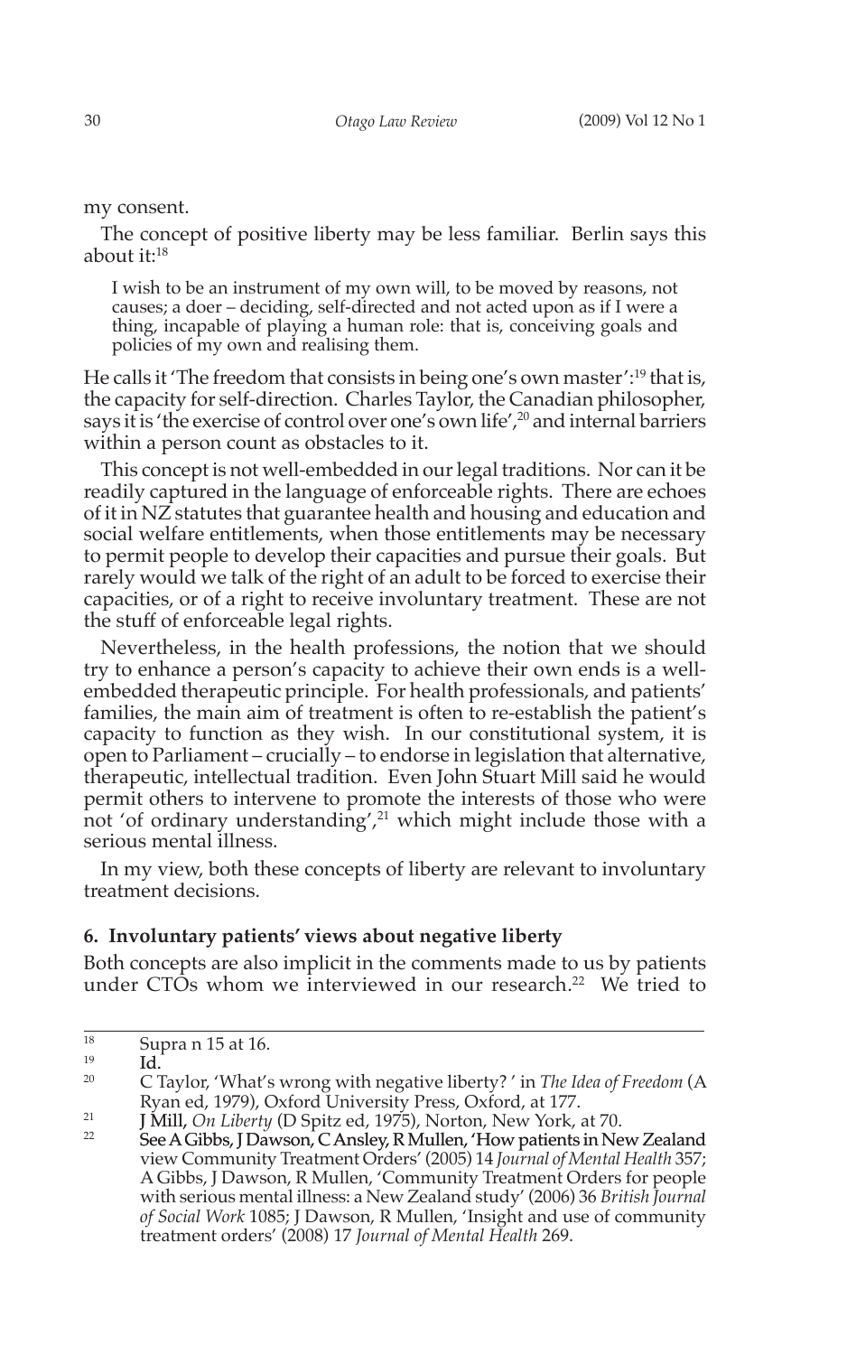my consent.

The concept of positive liberty may be less familiar. Berlin says this about it:[18]

> I wish to be an instrument of my own will, to be moved by reasons, not causes; a doer – deciding, self-directed and not acted upon as if I were a thing, incapable of playing a human role: that is, conceiving goals and policies of my own and realising them.

He calls it 'The freedom that consists in being one's own master':[19] that is, the capacity for self-direction. Charles Taylor, the Canadian philosopher, says it is 'the exercise of control over one's own life',[20] and internal barriers within a person count as obstacles to it.

This concept is not well-embedded in our legal traditions. Nor can it be readily captured in the language of enforceable rights. There are echoes of it in NZ statutes that guarantee health and housing and education and social welfare entitlements, when those entitlements may be necessary to permit people to develop their capacities and pursue their goals. But rarely would we talk of the right of an adult to be forced to exercise their capacities, or of a right to receive involuntary treatment. These are not the stuff of enforceable legal rights.

Nevertheless, in the health professions, the notion that we should try to enhance a person's capacity to achieve their own ends is a well-embedded therapeutic principle. For health professionals, and patients' families, the main aim of treatment is often to re-establish the patient's capacity to function as they wish. In our constitutional system, it is open to Parliament – crucially – to endorse in legislation that alternative, therapeutic, intellectual tradition. Even John Stuart Mill said he would permit others to intervene to promote the interests of those who were not 'of ordinary understanding',[21] which might include those with a serious mental illness.

In my view, both these concepts of liberty are relevant to involuntary treatment decisions.

### 6. Involuntary patients' views about negative liberty

Both concepts are also implicit in the comments made to us by patients under CTOs whom we interviewed in our research.[22] We tried to

---

[18] Supra n 15 at 16.

[19] Id.

[20] C Taylor, 'What's wrong with negative liberty? ' in *The Idea of Freedom* (A Ryan ed, 1979), Oxford University Press, Oxford, at 177.

[21] J Mill, *On Liberty* (D Spitz ed, 1975), Norton, New York, at 70.

[22] See A Gibbs, J Dawson, C Ansley, R Mullen, 'How patients in New Zealand view Community Treatment Orders' (2005) 14 *Journal of Mental Health* 357; A Gibbs, J Dawson, R Mullen, 'Community Treatment Orders for people with serious mental illness: a New Zealand study' (2006) 36 *British Journal of Social Work* 1085; J Dawson, R Mullen, 'Insight and use of community treatment orders' (2008) 17 *Journal of Mental Health* 269.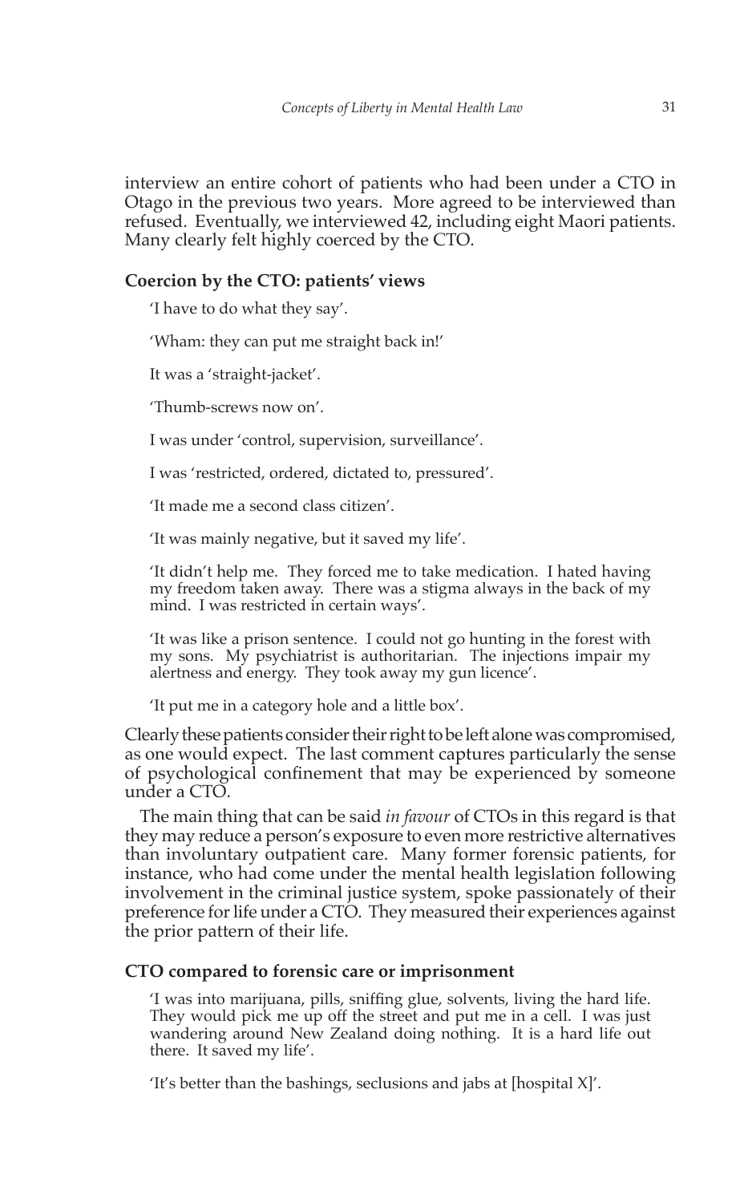interview an entire cohort of patients who had been under a CTO in Otago in the previous two years. More agreed to be interviewed than refused. Eventually, we interviewed 42, including eight Maori patients. Many clearly felt highly coerced by the CTO.

### Coercion by the CTO: patients' views

> 'I have to do what they say'.
>
> 'Wham: they can put me straight back in!'
>
> It was a 'straight-jacket'.
>
> 'Thumb-screws now on'.
>
> I was under 'control, supervision, surveillance'.
>
> I was 'restricted, ordered, dictated to, pressured'.
>
> 'It made me a second class citizen'.
>
> 'It was mainly negative, but it saved my life'.
>
> 'It didn't help me. They forced me to take medication. I hated having my freedom taken away. There was a stigma always in the back of my mind. I was restricted in certain ways'.
>
> 'It was like a prison sentence. I could not go hunting in the forest with my sons. My psychiatrist is authoritarian. The injections impair my alertness and energy. They took away my gun licence'.
>
> 'It put me in a category hole and a little box'.

Clearly these patients consider their right to be left alone was compromised, as one would expect. The last comment captures particularly the sense of psychological confinement that may be experienced by someone under a CTO.

The main thing that can be said *in favour* of CTOs in this regard is that they may reduce a person's exposure to even more restrictive alternatives than involuntary outpatient care. Many former forensic patients, for instance, who had come under the mental health legislation following involvement in the criminal justice system, spoke passionately of their preference for life under a CTO. They measured their experiences against the prior pattern of their life.

### CTO compared to forensic care or imprisonment

> 'I was into marijuana, pills, sniffing glue, solvents, living the hard life. They would pick me up off the street and put me in a cell. I was just wandering around New Zealand doing nothing. It is a hard life out there. It saved my life'.
>
> 'It's better than the bashings, seclusions and jabs at [hospital X]'.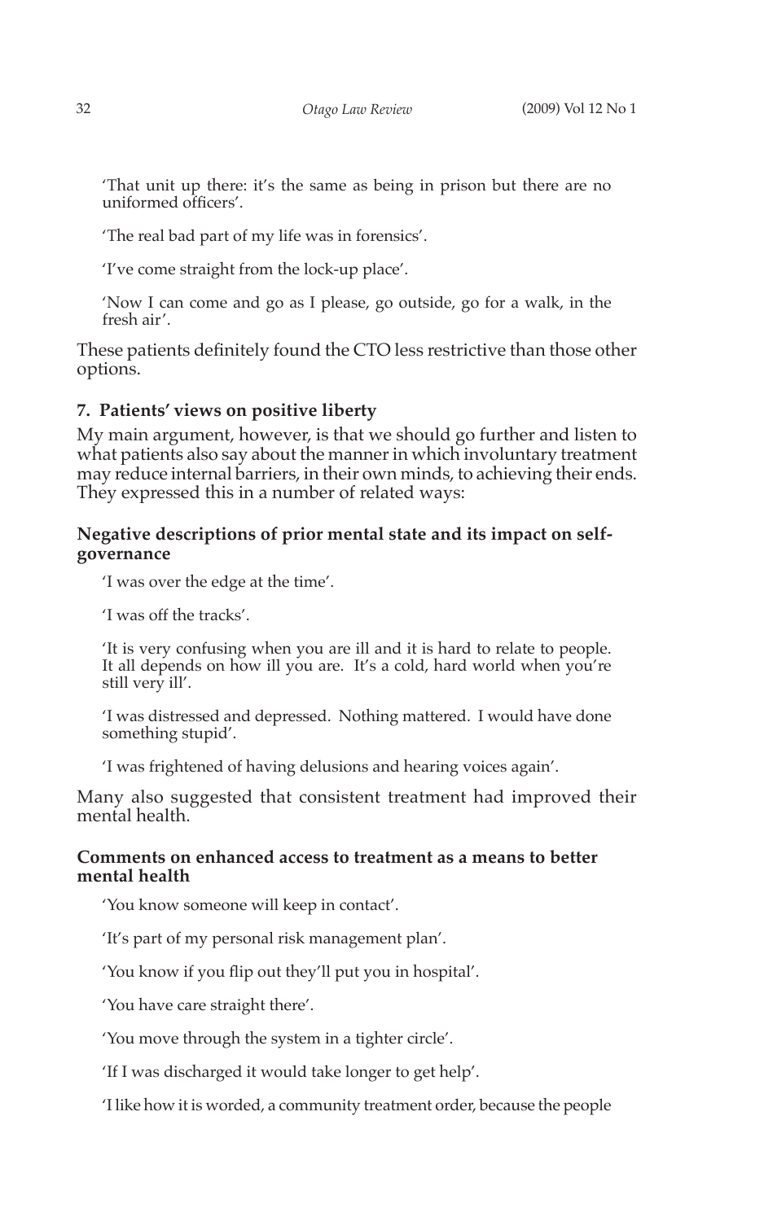'That unit up there: it's the same as being in prison but there are no uniformed officers'.

'The real bad part of my life was in forensics'.

'I've come straight from the lock-up place'.

'Now I can come and go as I please, go outside, go for a walk, in the fresh air'.

These patients definitely found the CTO less restrictive than those other options.

## 7. Patients' views on positive liberty

My main argument, however, is that we should go further and listen to what patients also say about the manner in which involuntary treatment may reduce internal barriers, in their own minds, to achieving their ends. They expressed this in a number of related ways:

### Negative descriptions of prior mental state and its impact on self-governance

'I was over the edge at the time'.

'I was off the tracks'.

'It is very confusing when you are ill and it is hard to relate to people. It all depends on how ill you are. It's a cold, hard world when you're still very ill'.

'I was distressed and depressed. Nothing mattered. I would have done something stupid'.

'I was frightened of having delusions and hearing voices again'.

Many also suggested that consistent treatment had improved their mental health.

### Comments on enhanced access to treatment as a means to better mental health

'You know someone will keep in contact'.

'It's part of my personal risk management plan'.

'You know if you flip out they'll put you in hospital'.

'You have care straight there'.

'You move through the system in a tighter circle'.

'If I was discharged it would take longer to get help'.

'I like how it is worded, a community treatment order, because the people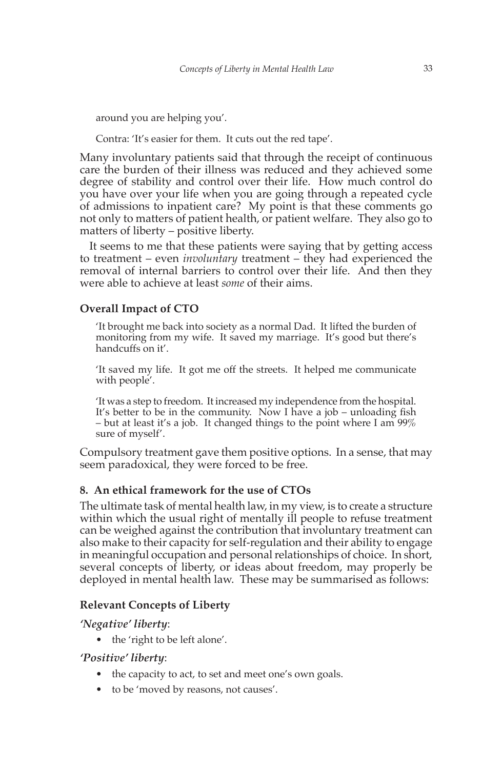around you are helping you'.

Contra: 'It's easier for them. It cuts out the red tape'.

Many involuntary patients said that through the receipt of continuous care the burden of their illness was reduced and they achieved some degree of stability and control over their life. How much control do you have over your life when you are going through a repeated cycle of admissions to inpatient care? My point is that these comments go not only to matters of patient health, or patient welfare. They also go to matters of liberty – positive liberty.

It seems to me that these patients were saying that by getting access to treatment – even *involuntary* treatment – they had experienced the removal of internal barriers to control over their life. And then they were able to achieve at least *some* of their aims.

### Overall Impact of CTO

> 'It brought me back into society as a normal Dad. It lifted the burden of monitoring from my wife. It saved my marriage. It's good but there's handcuffs on it'.
>
> 'It saved my life. It got me off the streets. It helped me communicate with people'.
>
> 'It was a step to freedom. It increased my independence from the hospital. It's better to be in the community. Now I have a job – unloading fish – but at least it's a job. It changed things to the point where I am 99% sure of myself'.

Compulsory treatment gave them positive options. In a sense, that may seem paradoxical, they were forced to be free.

## 8. An ethical framework for the use of CTOs

The ultimate task of mental health law, in my view, is to create a structure within which the usual right of mentally ill people to refuse treatment can be weighed against the contribution that involuntary treatment can also make to their capacity for self-regulation and their ability to engage in meaningful occupation and personal relationships of choice. In short, several concepts of liberty, or ideas about freedom, may properly be deployed in mental health law. These may be summarised as follows:

### Relevant Concepts of Liberty

***'Negative' liberty***:

- the 'right to be left alone'.

***'Positive' liberty***:

- the capacity to act, to set and meet one's own goals.
- to be 'moved by reasons, not causes'.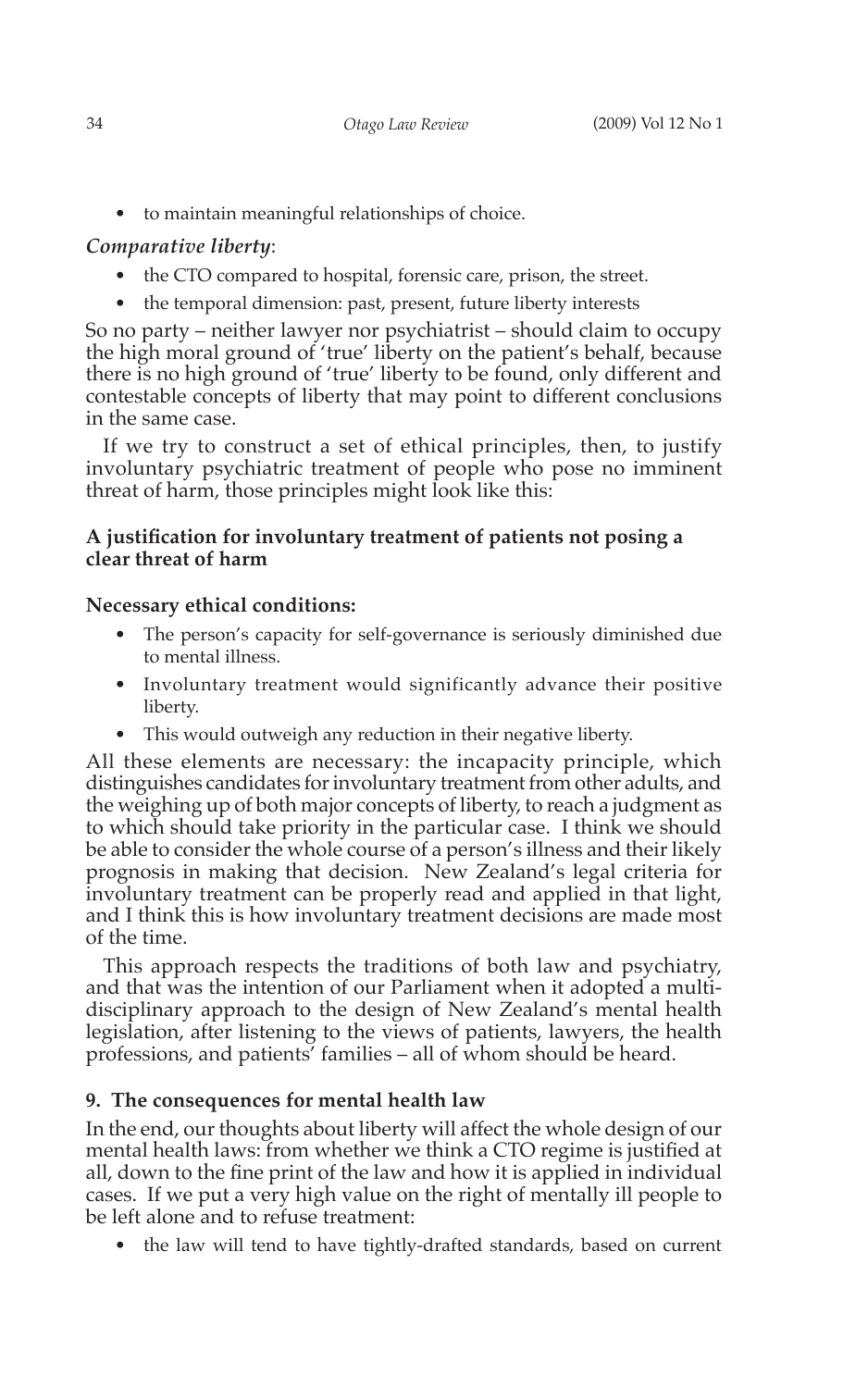- to maintain meaningful relationships of choice.

*Comparative liberty*:

- the CTO compared to hospital, forensic care, prison, the street.
- the temporal dimension: past, present, future liberty interests

So no party – neither lawyer nor psychiatrist – should claim to occupy the high moral ground of 'true' liberty on the patient's behalf, because there is no high ground of 'true' liberty to be found, only different and contestable concepts of liberty that may point to different conclusions in the same case.

If we try to construct a set of ethical principles, then, to justify involuntary psychiatric treatment of people who pose no imminent threat of harm, those principles might look like this:

**A justification for involuntary treatment of patients not posing a clear threat of harm**

**Necessary ethical conditions:**

- The person's capacity for self-governance is seriously diminished due to mental illness.
- Involuntary treatment would significantly advance their positive liberty.
- This would outweigh any reduction in their negative liberty.

All these elements are necessary: the incapacity principle, which distinguishes candidates for involuntary treatment from other adults, and the weighing up of both major concepts of liberty, to reach a judgment as to which should take priority in the particular case. I think we should be able to consider the whole course of a person's illness and their likely prognosis in making that decision. New Zealand's legal criteria for involuntary treatment can be properly read and applied in that light, and I think this is how involuntary treatment decisions are made most of the time.

This approach respects the traditions of both law and psychiatry, and that was the intention of our Parliament when it adopted a multi-disciplinary approach to the design of New Zealand's mental health legislation, after listening to the views of patients, lawyers, the health professions, and patients' families – all of whom should be heard.

### 9. The consequences for mental health law

In the end, our thoughts about liberty will affect the whole design of our mental health laws: from whether we think a CTO regime is justified at all, down to the fine print of the law and how it is applied in individual cases. If we put a very high value on the right of mentally ill people to be left alone and to refuse treatment:

- the law will tend to have tightly-drafted standards, based on current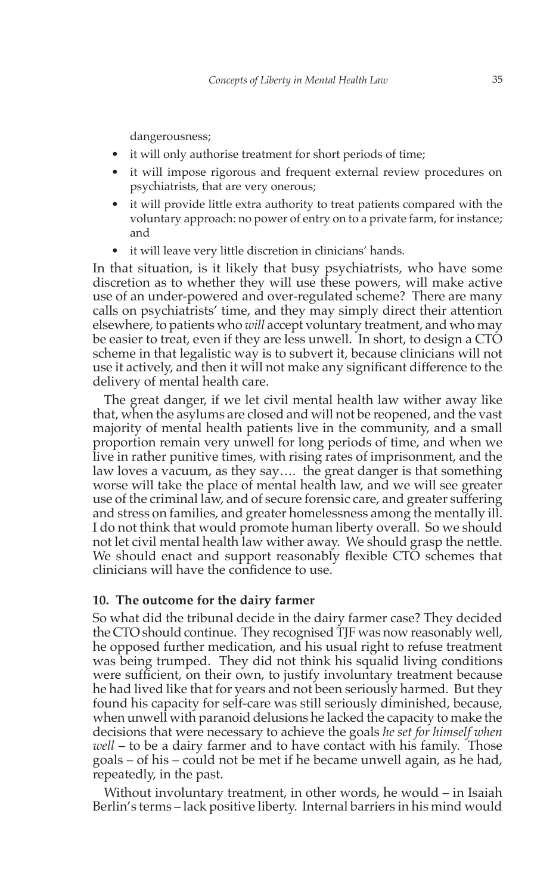dangerousness;

- it will only authorise treatment for short periods of time;
- it will impose rigorous and frequent external review procedures on psychiatrists, that are very onerous;
- it will provide little extra authority to treat patients compared with the voluntary approach: no power of entry on to a private farm, for instance; and
- it will leave very little discretion in clinicians' hands.

In that situation, is it likely that busy psychiatrists, who have some discretion as to whether they will use these powers, will make active use of an under-powered and over-regulated scheme? There are many calls on psychiatrists' time, and they may simply direct their attention elsewhere, to patients who *will* accept voluntary treatment, and who may be easier to treat, even if they are less unwell. In short, to design a CTO scheme in that legalistic way is to subvert it, because clinicians will not use it actively, and then it will not make any significant difference to the delivery of mental health care.

The great danger, if we let civil mental health law wither away like that, when the asylums are closed and will not be reopened, and the vast majority of mental health patients live in the community, and a small proportion remain very unwell for long periods of time, and when we live in rather punitive times, with rising rates of imprisonment, and the law loves a vacuum, as they say…. the great danger is that something worse will take the place of mental health law, and we will see greater use of the criminal law, and of secure forensic care, and greater suffering and stress on families, and greater homelessness among the mentally ill. I do not think that would promote human liberty overall. So we should not let civil mental health law wither away. We should grasp the nettle. We should enact and support reasonably flexible CTO schemes that clinicians will have the confidence to use.

## 10. The outcome for the dairy farmer

So what did the tribunal decide in the dairy farmer case? They decided the CTO should continue. They recognised TJF was now reasonably well, he opposed further medication, and his usual right to refuse treatment was being trumped. They did not think his squalid living conditions were sufficient, on their own, to justify involuntary treatment because he had lived like that for years and not been seriously harmed. But they found his capacity for self-care was still seriously diminished, because, when unwell with paranoid delusions he lacked the capacity to make the decisions that were necessary to achieve the goals *he set for himself when well* – to be a dairy farmer and to have contact with his family. Those goals – of his – could not be met if he became unwell again, as he had, repeatedly, in the past.

Without involuntary treatment, in other words, he would – in Isaiah Berlin's terms – lack positive liberty. Internal barriers in his mind would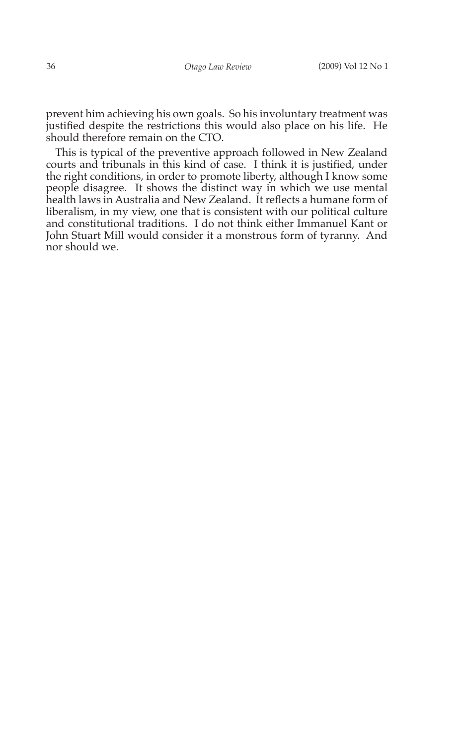prevent him achieving his own goals. So his involuntary treatment was justified despite the restrictions this would also place on his life. He should therefore remain on the CTO.

This is typical of the preventive approach followed in New Zealand courts and tribunals in this kind of case. I think it is justified, under the right conditions, in order to promote liberty, although I know some people disagree. It shows the distinct way in which we use mental health laws in Australia and New Zealand. It reflects a humane form of liberalism, in my view, one that is consistent with our political culture and constitutional traditions. I do not think either Immanuel Kant or John Stuart Mill would consider it a monstrous form of tyranny. And nor should we.